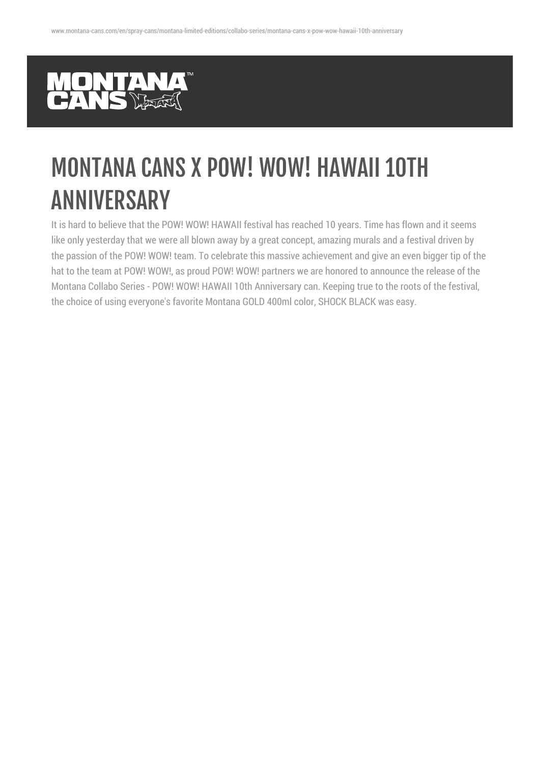# MONTANA CANS X POW! WOW! HAWAII 10TH ANNIVERSARY

It is hard to believe that the POW! WOW! HAWAII festival has reached 10 years. Time has flown and it seems like only yesterday that we were all blown away by a great concept, amazing murals and a festival driven by the passion of the POW! WOW! team. To celebrate this massive achievement and give an even bigger tip of the hat to the team at POW! WOW!, as proud POW! WOW! partners we are honored to announce the release of the Montana Collabo Series - POW! WOW! HAWAII 10th Anniversary can. Keeping true to the roots of the festival, the choice of using everyone's favorite Montana GOLD 400ml color, SHOCK BLACK was easy.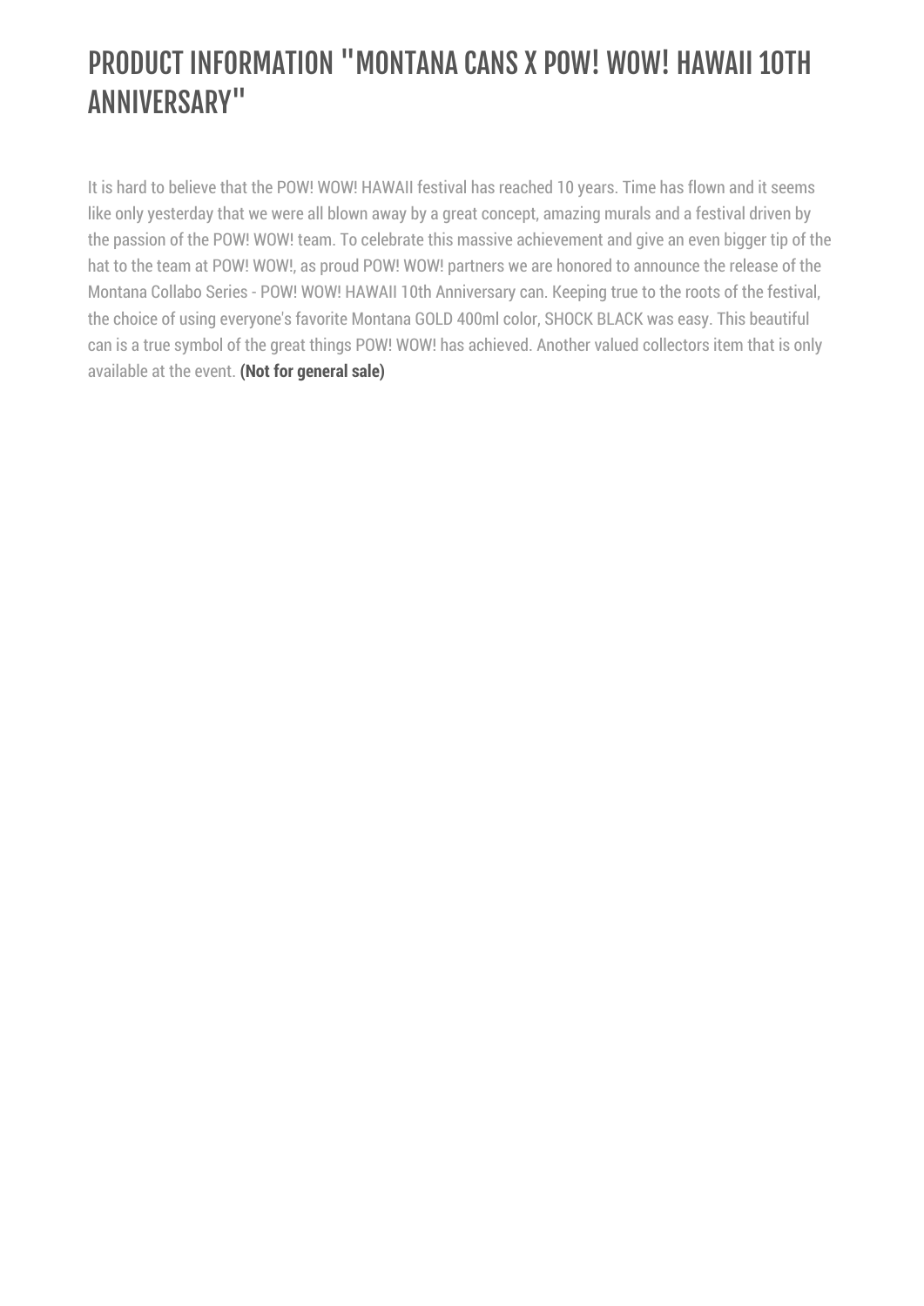# PRODUCT INFORMATION "MONTANA CANS X POW! WOW! HAWAII 10TH ANNIVERSARY"

It is hard to believe that the POW! WOW! HAWAII festival has reached 10 years. Time has flown and it seems like only yesterday that we were all blown away by a great concept, amazing murals and a festival driven by the passion of the POW! WOW! team. To celebrate this massive achievement and give an even bigger tip of the hat to the team at POW! WOW!, as proud POW! WOW! partners we are honored to announce the release of the Montana Collabo Series - POW! WOW! HAWAII 10th Anniversary can. Keeping true to the roots of the festival, the choice of using everyone's favorite Montana GOLD 400ml color, SHOCK BLACK was easy. This beautiful can is a true symbol of the great things POW! WOW! has achieved. Another valued collectors item that is only available at the event. **(Not for general sale)**